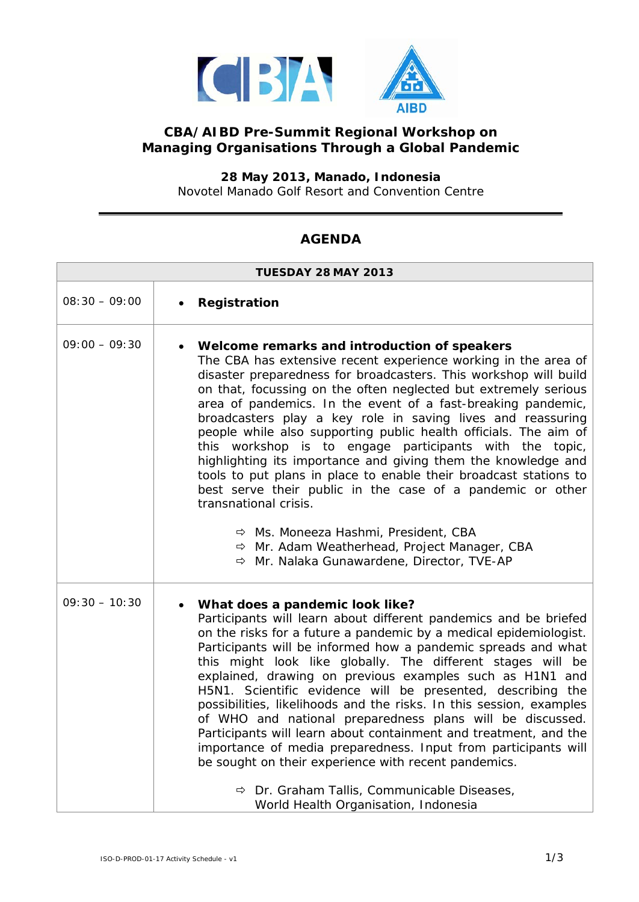## CBA/AIBD Pre-Summit Regional Workshop on Managing Organisations Through a Global Pandemic

**28 May 2013, Manado, Indonesia**
Novotel Manado Golf Resort and Convention Centre

---

## AGENDA

| TUESDAY 28 MAY 2013 | |
|---|---|
| 08:30 – 09:00 | • **Registration** |
| 09:00 – 09:30 | • **Welcome remarks and introduction of speakers**<br>The CBA has extensive recent experience working in the area of disaster preparedness for broadcasters. This workshop will build on that, focussing on the often neglected but extremely serious area of pandemics. In the event of a fast-breaking pandemic, broadcasters play a key role in saving lives and reassuring people while also supporting public health officials. The aim of this workshop is to engage participants with the topic, highlighting its importance and giving them the knowledge and tools to put plans in place to enable their broadcast stations to best serve their public in the case of a pandemic or other transnational crisis.<br><br>⇨ Ms. Moneeza Hashmi, President, CBA<br>⇨ Mr. Adam Weatherhead, Project Manager, CBA<br>⇨ Mr. Nalaka Gunawardene, Director, TVE-AP |
| 09:30 – 10:30 | • **What does a pandemic look like?**<br>Participants will learn about different pandemics and be briefed on the risks for a future a pandemic by a medical epidemiologist. Participants will be informed how a pandemic spreads and what this might look like globally. The different stages will be explained, drawing on previous examples such as H1N1 and H5N1. Scientific evidence will be presented, describing the possibilities, likelihoods and the risks. In this session, examples of WHO and national preparedness plans will be discussed. Participants will learn about containment and treatment, and the importance of media preparedness. Input from participants will be sought on their experience with recent pandemics.<br><br>⇨ Dr. Graham Tallis, Communicable Diseases, World Health Organisation, Indonesia |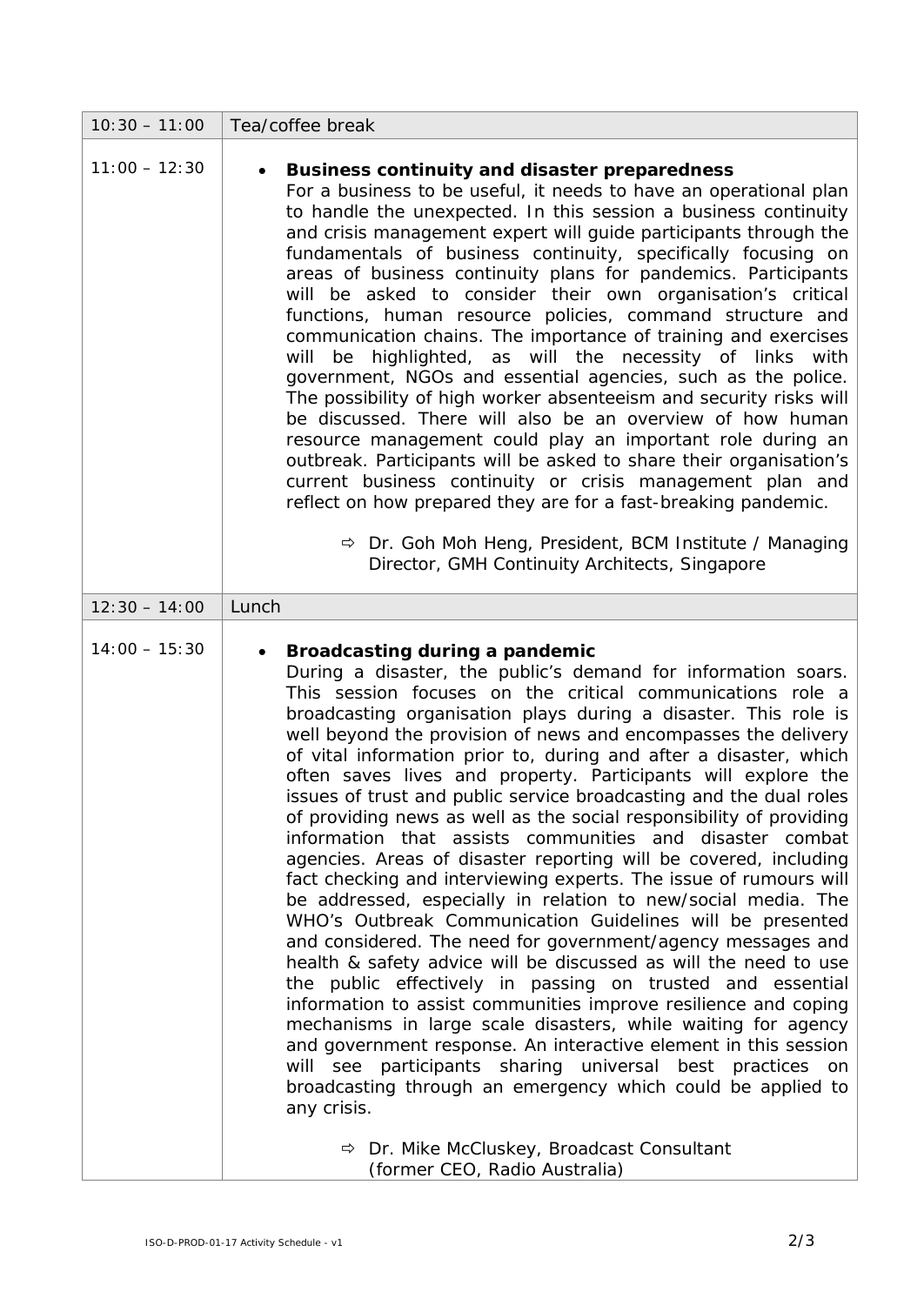| | |
|---|---|
| 10:30 – 11:00 | Tea/coffee break |
| 11:00 – 12:30 | • **Business continuity and disaster preparedness**<br>For a business to be useful, it needs to have an operational plan to handle the unexpected. In this session a business continuity and crisis management expert will guide participants through the fundamentals of business continuity, specifically focusing on areas of business continuity plans for pandemics. Participants will be asked to consider their own organisation's critical functions, human resource policies, command structure and communication chains. The importance of training and exercises will be highlighted, as will the necessity of links with government, NGOs and essential agencies, such as the police. The possibility of high worker absenteeism and security risks will be discussed. There will also be an overview of how human resource management could play an important role during an outbreak. Participants will be asked to share their organisation's current business continuity or crisis management plan and reflect on how prepared they are for a fast-breaking pandemic.<br><br>⇨ Dr. Goh Moh Heng, President, BCM Institute / Managing Director, GMH Continuity Architects, Singapore |
| 12:30 – 14:00 | Lunch |
| 14:00 – 15:30 | • **Broadcasting during a pandemic**<br>During a disaster, the public's demand for information soars. This session focuses on the critical communications role a broadcasting organisation plays during a disaster. This role is well beyond the provision of news and encompasses the delivery of vital information prior to, during and after a disaster, which often saves lives and property. Participants will explore the issues of trust and public service broadcasting and the dual roles of providing news as well as the social responsibility of providing information that assists communities and disaster combat agencies. Areas of disaster reporting will be covered, including fact checking and interviewing experts. The issue of rumours will be addressed, especially in relation to new/social media. The WHO's Outbreak Communication Guidelines will be presented and considered. The need for government/agency messages and health & safety advice will be discussed as will the need to use the public effectively in passing on trusted and essential information to assist communities improve resilience and coping mechanisms in large scale disasters, while waiting for agency and government response. An interactive element in this session will see participants sharing universal best practices on broadcasting through an emergency which could be applied to any crisis.<br><br>⇨ Dr. Mike McCluskey, Broadcast Consultant (former CEO, Radio Australia) |

ISO-D-PROD-01-17 Activity Schedule - v1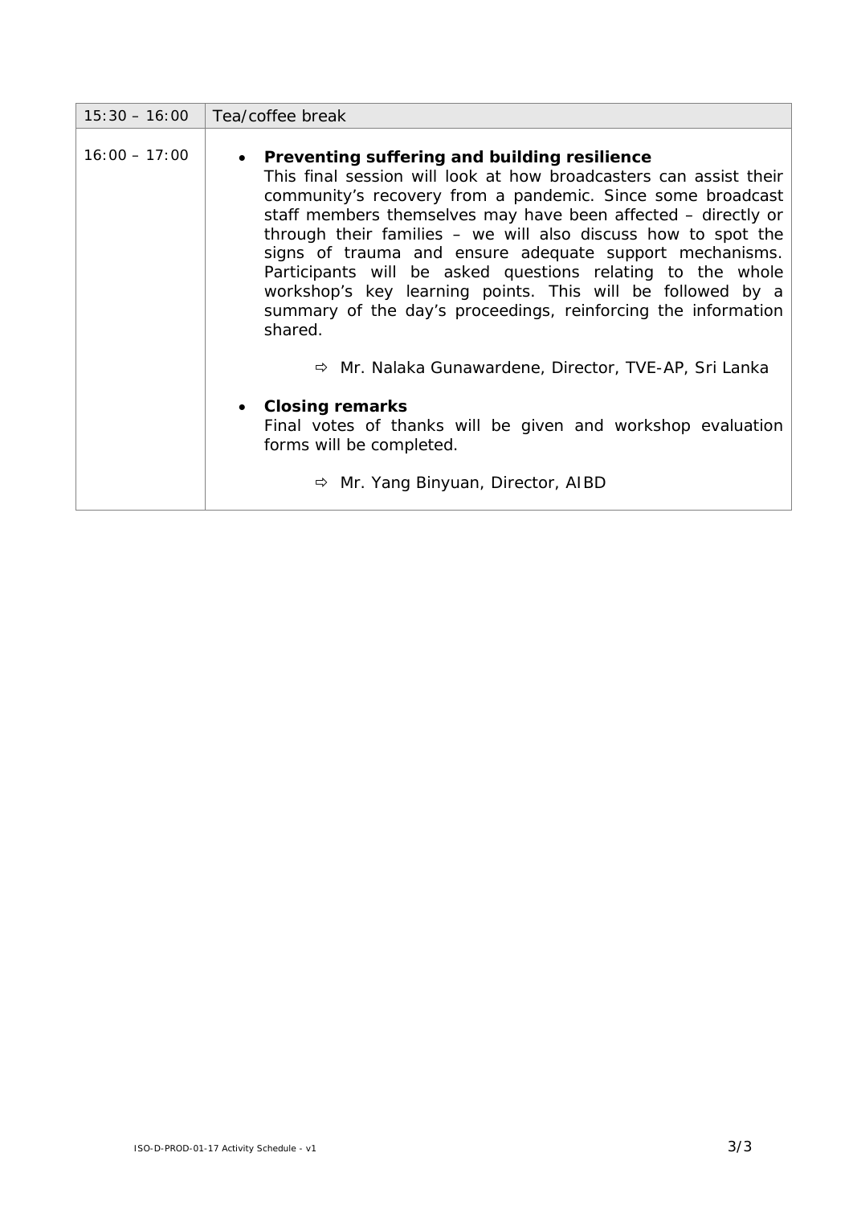| | |
|---|---|
| 15:30 – 16:00 | Tea/coffee break |
| 16:00 – 17:00 | • **Preventing suffering and building resilience**<br>This final session will look at how broadcasters can assist their community's recovery from a pandemic. Since some broadcast staff members themselves may have been affected – directly or through their families – we will also discuss how to spot the signs of trauma and ensure adequate support mechanisms. Participants will be asked questions relating to the whole workshop's key learning points. This will be followed by a summary of the day's proceedings, reinforcing the information shared.<br><br>⇨ Mr. Nalaka Gunawardene, Director, TVE-AP, Sri Lanka<br><br>• **Closing remarks**<br>Final votes of thanks will be given and workshop evaluation forms will be completed.<br><br>⇨ Mr. Yang Binyuan, Director, AIBD |

ISO-D-PROD-01-17 Activity Schedule - v1